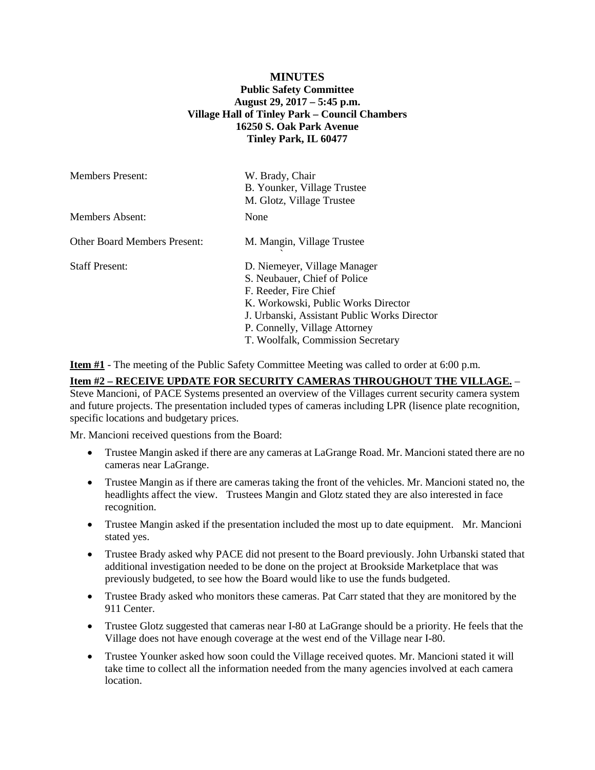**MINUTES**
**Public Safety Committee**
**August 29, 2017 – 5:45 p.m.**
**Village Hall of Tinley Park – Council Chambers**
**16250 S. Oak Park Avenue**
**Tinley Park, IL 60477**

| | |
|---|---|
| Members Present: | W. Brady, Chair<br>B. Younker, Village Trustee<br>M. Glotz, Village Trustee |
| Members Absent: | None |
| Other Board Members Present: | M. Mangin, Village Trustee |
| Staff Present: | D. Niemeyer, Village Manager<br>S. Neubauer, Chief of Police<br>F. Reeder, Fire Chief<br>K. Workowski, Public Works Director<br>J. Urbanski, Assistant Public Works Director<br>P. Connelly, Village Attorney<br>T. Woolfalk, Commission Secretary |

**Item #1** - The meeting of the Public Safety Committee Meeting was called to order at 6:00 p.m.

**Item #2 – RECEIVE UPDATE FOR SECURITY CAMERAS THROUGHOUT THE VILLAGE.** – Steve Mancioni, of PACE Systems presented an overview of the Villages current security camera system and future projects. The presentation included types of cameras including LPR (lisence plate recognition, specific locations and budgetary prices.

Mr. Mancioni received questions from the Board:

- Trustee Mangin asked if there are any cameras at LaGrange Road. Mr. Mancioni stated there are no cameras near LaGrange.
- Trustee Mangin as if there are cameras taking the front of the vehicles. Mr. Mancioni stated no, the headlights affect the view. Trustees Mangin and Glotz stated they are also interested in face recognition.
- Trustee Mangin asked if the presentation included the most up to date equipment. Mr. Mancioni stated yes.
- Trustee Brady asked why PACE did not present to the Board previously. John Urbanski stated that additional investigation needed to be done on the project at Brookside Marketplace that was previously budgeted, to see how the Board would like to use the funds budgeted.
- Trustee Brady asked who monitors these cameras. Pat Carr stated that they are monitored by the 911 Center.
- Trustee Glotz suggested that cameras near I-80 at LaGrange should be a priority. He feels that the Village does not have enough coverage at the west end of the Village near I-80.
- Trustee Younker asked how soon could the Village received quotes. Mr. Mancioni stated it will take time to collect all the information needed from the many agencies involved at each camera location.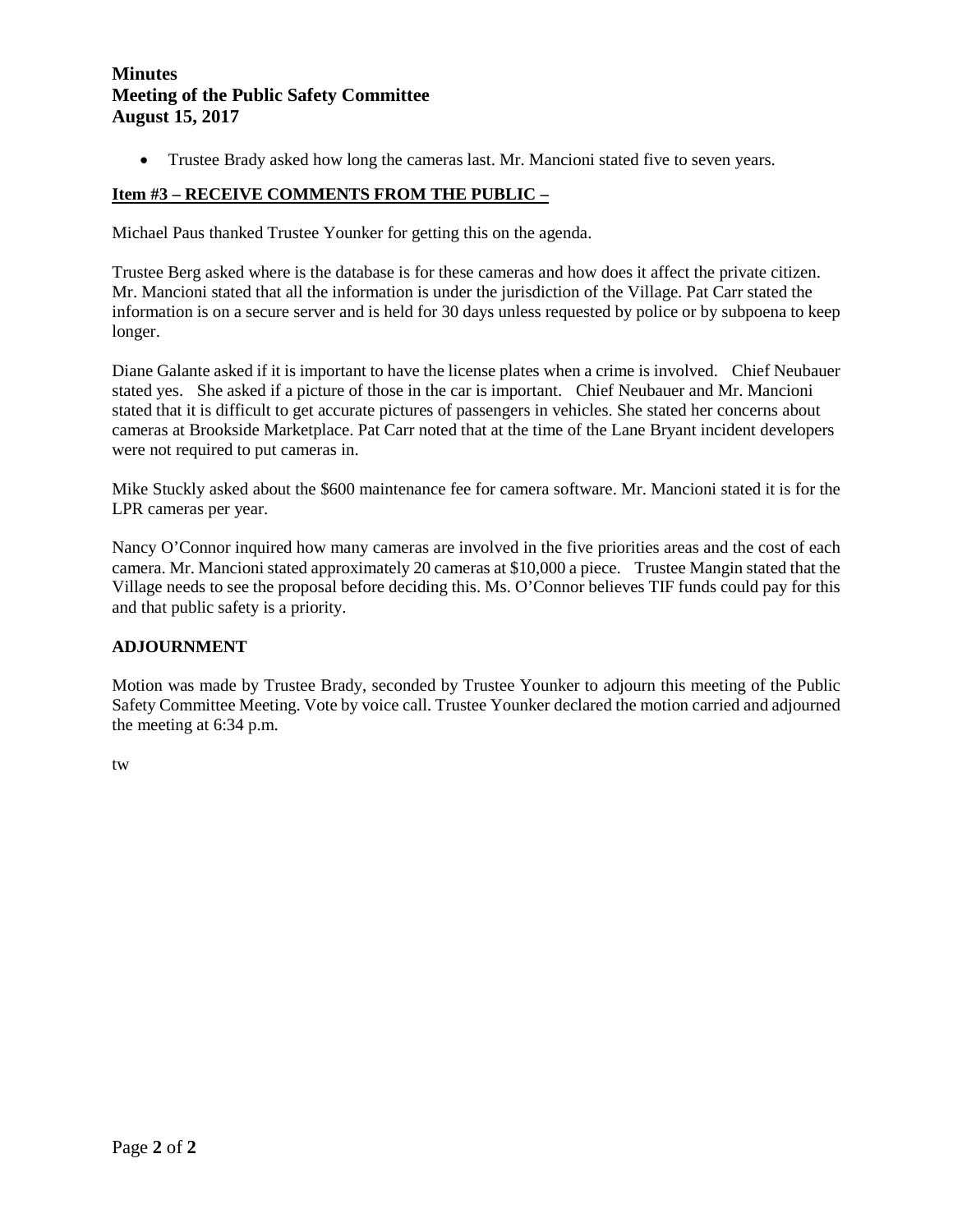- Trustee Brady asked how long the cameras last. Mr. Mancioni stated five to seven years.

**Item #3 – RECEIVE COMMENTS FROM THE PUBLIC –**

Michael Paus thanked Trustee Younker for getting this on the agenda.

Trustee Berg asked where is the database is for these cameras and how does it affect the private citizen. Mr. Mancioni stated that all the information is under the jurisdiction of the Village. Pat Carr stated the information is on a secure server and is held for 30 days unless requested by police or by subpoena to keep longer.

Diane Galante asked if it is important to have the license plates when a crime is involved. Chief Neubauer stated yes. She asked if a picture of those in the car is important. Chief Neubauer and Mr. Mancioni stated that it is difficult to get accurate pictures of passengers in vehicles. She stated her concerns about cameras at Brookside Marketplace. Pat Carr noted that at the time of the Lane Bryant incident developers were not required to put cameras in.

Mike Stuckly asked about the $600 maintenance fee for camera software. Mr. Mancioni stated it is for the LPR cameras per year.

Nancy O'Connor inquired how many cameras are involved in the five priorities areas and the cost of each camera. Mr. Mancioni stated approximately 20 cameras at $10,000 a piece. Trustee Mangin stated that the Village needs to see the proposal before deciding this. Ms. O'Connor believes TIF funds could pay for this and that public safety is a priority.

**ADJOURNMENT**

Motion was made by Trustee Brady, seconded by Trustee Younker to adjourn this meeting of the Public Safety Committee Meeting. Vote by voice call. Trustee Younker declared the motion carried and adjourned the meeting at 6:34 p.m.

tw